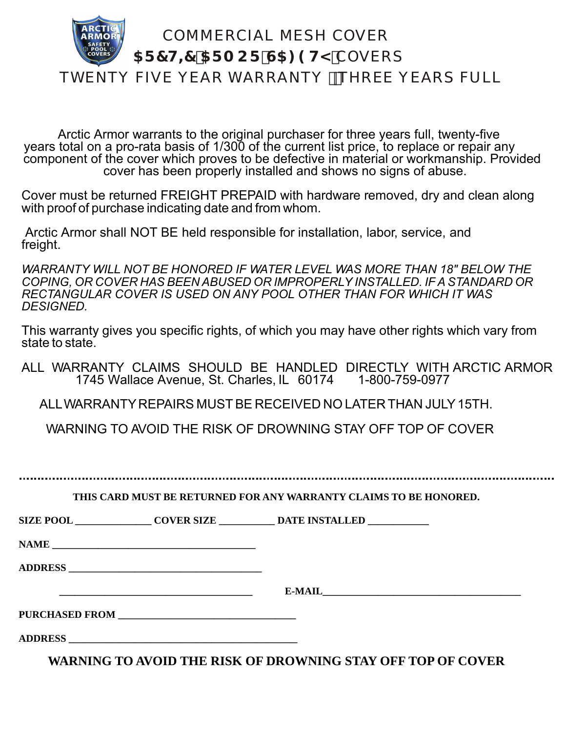# COMMERCIAL MESH COVER

## $5&7,&$50 25 6$)(7< COVERS

## TWENTY FIVE YEAR WARRANTY – THREE YEARS FULL

Arctic Armor warrants to the original purchaser for three years full, twenty-five years total on a pro-rata basis of 1/300 of the current list price, to replace or repair any component of the cover which proves to be defective in material or workmanship. Provided cover has been properly installed and shows no signs of abuse.

Cover must be returned FREIGHT PREPAID with hardware removed, dry and clean along with proof of purchase indicating date and from whom.

Arctic Armor shall NOT BE held responsible for installation, labor, service, and freight.

*WARRANTY WILL NOT BE HONORED IF WATER LEVEL WAS MORE THAN 18" BELOW THE COPING, OR COVER HAS BEEN ABUSED OR IMPROPERLY INSTALLED. IF A STANDARD OR RECTANGULAR COVER IS USED ON ANY POOL OTHER THAN FOR WHICH IT WAS DESIGNED.*

This warranty gives you specific rights, of which you may have other rights which vary from state to state.

ALL WARRANTY CLAIMS SHOULD BE HANDLED DIRECTLY WITH ARCTIC ARMOR
1745 Wallace Avenue, St. Charles, IL 60174 1-800-759-0977

ALL WARRANTY REPAIRS MUST BE RECEIVED NO LATER THAN JULY 15TH.

WARNING TO AVOID THE RISK OF DROWNING STAY OFF TOP OF COVER

---

**THIS CARD MUST BE RETURNED FOR ANY WARRANTY CLAIMS TO BE HONORED.**

**SIZE POOL** _______________ **COVER SIZE** ___________ **DATE INSTALLED** ____________

**NAME** ________________________________________

**ADDRESS** ______________________________________

_____________________________________ **E-MAIL**_______________________________________

**PURCHASED FROM** __________________________________

**ADDRESS** _____________________________________________

**WARNING TO AVOID THE RISK OF DROWNING STAY OFF TOP OF COVER**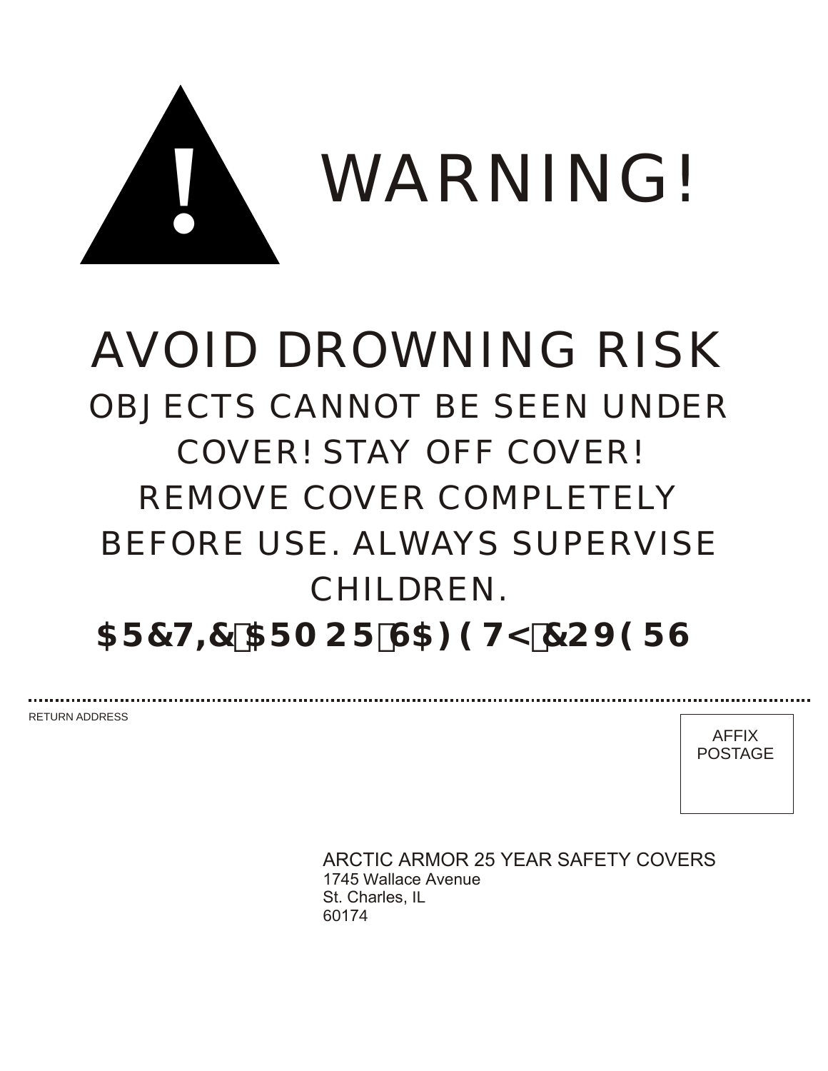# WARNING!

## AVOID DROWNING RISK

OBJECTS CANNOT BE SEEN UNDER COVER! STAY OFF COVER! REMOVE COVER COMPLETELY BEFORE USE. ALWAYS SUPERVISE CHILDREN.

**ARCTIC ARMOR SAFETY COVERS**

RETURN ADDRESS

AFFIX POSTAGE

ARCTIC ARMOR 25 YEAR SAFETY COVERS
1745 Wallace Avenue
St. Charles, IL
60174